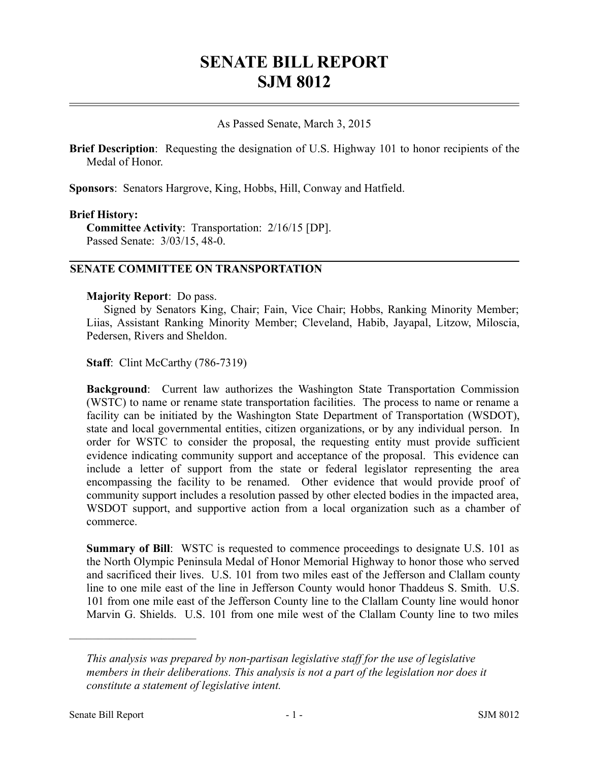# SENATE BILL REPORT
# SJM 8012

As Passed Senate, March 3, 2015

**Brief Description**: Requesting the designation of U.S. Highway 101 to honor recipients of the Medal of Honor.

**Sponsors**: Senators Hargrove, King, Hobbs, Hill, Conway and Hatfield.

**Brief History:**

**Committee Activity**: Transportation: 2/16/15 [DP].
Passed Senate: 3/03/15, 48-0.

## SENATE COMMITTEE ON TRANSPORTATION

**Majority Report**: Do pass.
Signed by Senators King, Chair; Fain, Vice Chair; Hobbs, Ranking Minority Member; Liias, Assistant Ranking Minority Member; Cleveland, Habib, Jayapal, Litzow, Miloscia, Pedersen, Rivers and Sheldon.

**Staff**: Clint McCarthy (786-7319)

**Background**: Current law authorizes the Washington State Transportation Commission (WSTC) to name or rename state transportation facilities. The process to name or rename a facility can be initiated by the Washington State Department of Transportation (WSDOT), state and local governmental entities, citizen organizations, or by any individual person. In order for WSTC to consider the proposal, the requesting entity must provide sufficient evidence indicating community support and acceptance of the proposal. This evidence can include a letter of support from the state or federal legislator representing the area encompassing the facility to be renamed. Other evidence that would provide proof of community support includes a resolution passed by other elected bodies in the impacted area, WSDOT support, and supportive action from a local organization such as a chamber of commerce.

**Summary of Bill**: WSTC is requested to commence proceedings to designate U.S. 101 as the North Olympic Peninsula Medal of Honor Memorial Highway to honor those who served and sacrificed their lives. U.S. 101 from two miles east of the Jefferson and Clallam county line to one mile east of the line in Jefferson County would honor Thaddeus S. Smith. U.S. 101 from one mile east of the Jefferson County line to the Clallam County line would honor Marvin G. Shields. U.S. 101 from one mile west of the Clallam County line to two miles

---

*This analysis was prepared by non-partisan legislative staff for the use of legislative members in their deliberations. This analysis is not a part of the legislation nor does it constitute a statement of legislative intent.*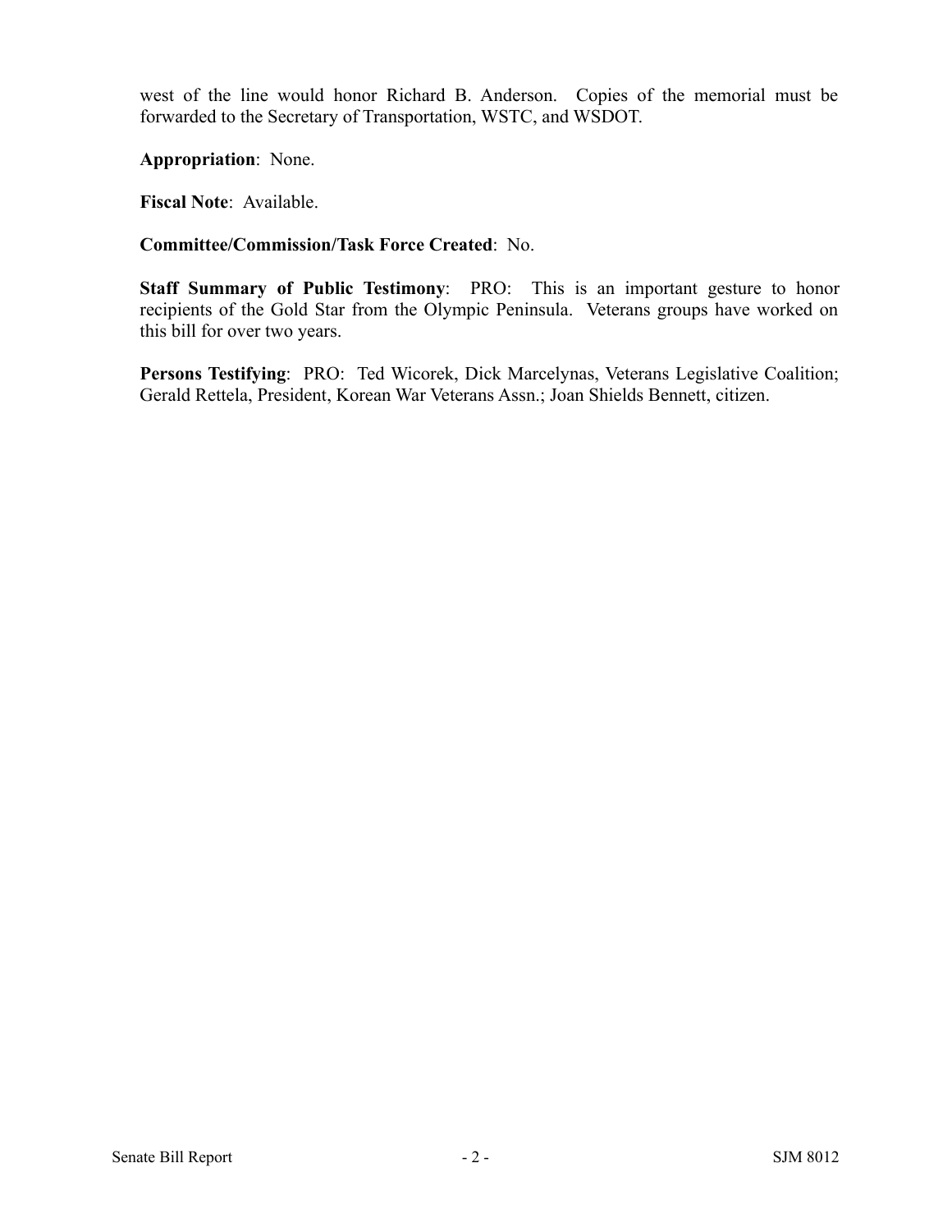west of the line would honor Richard B. Anderson. Copies of the memorial must be forwarded to the Secretary of Transportation, WSTC, and WSDOT.

**Appropriation**: None.

**Fiscal Note**: Available.

**Committee/Commission/Task Force Created**: No.

**Staff Summary of Public Testimony**: PRO: This is an important gesture to honor recipients of the Gold Star from the Olympic Peninsula. Veterans groups have worked on this bill for over two years.

**Persons Testifying**: PRO: Ted Wicorek, Dick Marcelynas, Veterans Legislative Coalition; Gerald Rettela, President, Korean War Veterans Assn.; Joan Shields Bennett, citizen.